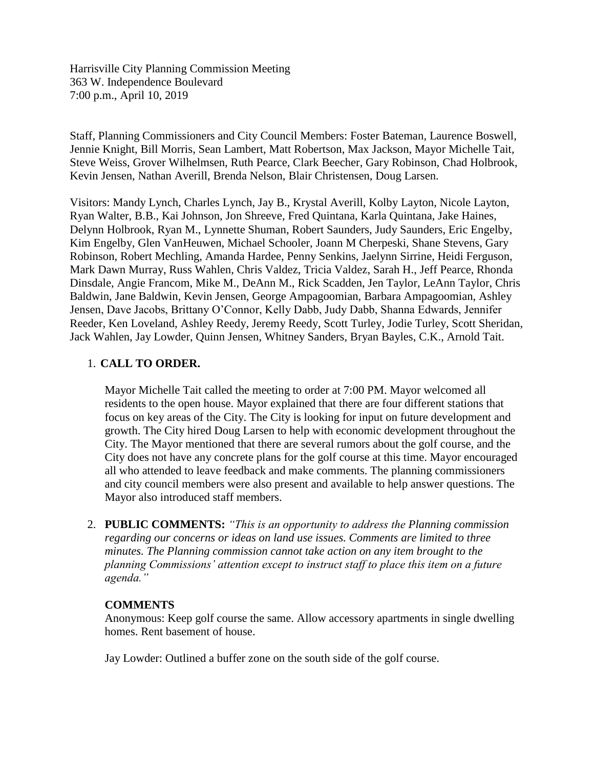Harrisville City Planning Commission Meeting
363 W. Independence Boulevard
7:00 p.m., April 10, 2019

Staff, Planning Commissioners and City Council Members: Foster Bateman, Laurence Boswell, Jennie Knight, Bill Morris, Sean Lambert, Matt Robertson, Max Jackson, Mayor Michelle Tait, Steve Weiss, Grover Wilhelmsen, Ruth Pearce, Clark Beecher, Gary Robinson, Chad Holbrook, Kevin Jensen, Nathan Averill, Brenda Nelson, Blair Christensen, Doug Larsen.

Visitors: Mandy Lynch, Charles Lynch, Jay B., Krystal Averill, Kolby Layton, Nicole Layton, Ryan Walter, B.B., Kai Johnson, Jon Shreeve, Fred Quintana, Karla Quintana, Jake Haines, Delynn Holbrook, Ryan M., Lynnette Shuman, Robert Saunders, Judy Saunders, Eric Engelby, Kim Engelby, Glen VanHeuwen, Michael Schooler, Joann M Cherpeski, Shane Stevens, Gary Robinson, Robert Mechling, Amanda Hardee, Penny Senkins, Jaelynn Sirrine, Heidi Ferguson, Mark Dawn Murray, Russ Wahlen, Chris Valdez, Tricia Valdez, Sarah H., Jeff Pearce, Rhonda Dinsdale, Angie Francom, Mike M., DeAnn M., Rick Scadden, Jen Taylor, LeAnn Taylor, Chris Baldwin, Jane Baldwin, Kevin Jensen, George Ampagoomian, Barbara Ampagoomian, Ashley Jensen, Dave Jacobs, Brittany O'Connor, Kelly Dabb, Judy Dabb, Shanna Edwards, Jennifer Reeder, Ken Loveland, Ashley Reedy, Jeremy Reedy, Scott Turley, Jodie Turley, Scott Sheridan, Jack Wahlen, Jay Lowder, Quinn Jensen, Whitney Sanders, Bryan Bayles, C.K., Arnold Tait.

1. **CALL TO ORDER.**

   Mayor Michelle Tait called the meeting to order at 7:00 PM. Mayor welcomed all residents to the open house. Mayor explained that there are four different stations that focus on key areas of the City. The City is looking for input on future development and growth. The City hired Doug Larsen to help with economic development throughout the City. The Mayor mentioned that there are several rumors about the golf course, and the City does not have any concrete plans for the golf course at this time. Mayor encouraged all who attended to leave feedback and make comments. The planning commissioners and city council members were also present and available to help answer questions. The Mayor also introduced staff members.

2. **PUBLIC COMMENTS:** *"This is an opportunity to address the Planning commission regarding our concerns or ideas on land use issues. Comments are limited to three minutes. The Planning commission cannot take action on any item brought to the planning Commissions' attention except to instruct staff to place this item on a future agenda."*

   **COMMENTS**

   Anonymous: Keep golf course the same. Allow accessory apartments in single dwelling homes. Rent basement of house.

   Jay Lowder: Outlined a buffer zone on the south side of the golf course.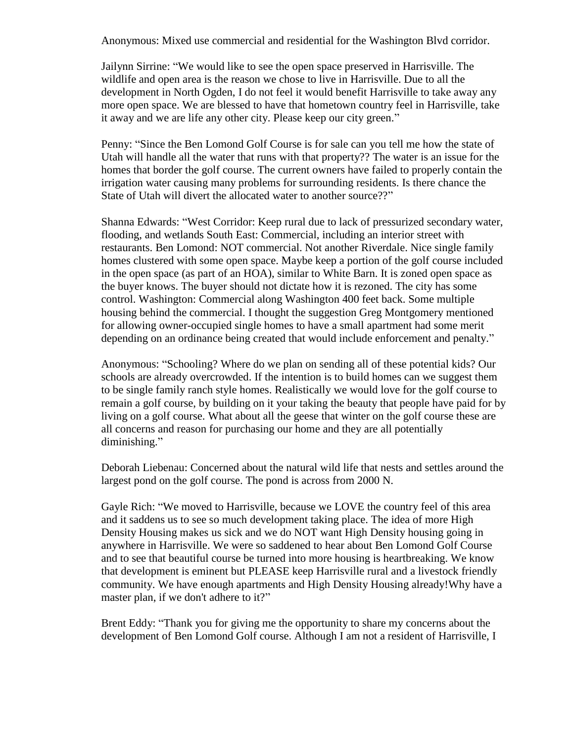Anonymous: Mixed use commercial and residential for the Washington Blvd corridor.

Jailynn Sirrine: "We would like to see the open space preserved in Harrisville. The wildlife and open area is the reason we chose to live in Harrisville. Due to all the development in North Ogden, I do not feel it would benefit Harrisville to take away any more open space. We are blessed to have that hometown country feel in Harrisville, take it away and we are life any other city. Please keep our city green."

Penny: "Since the Ben Lomond Golf Course is for sale can you tell me how the state of Utah will handle all the water that runs with that property?? The water is an issue for the homes that border the golf course. The current owners have failed to properly contain the irrigation water causing many problems for surrounding residents. Is there chance the State of Utah will divert the allocated water to another source??"

Shanna Edwards: "West Corridor: Keep rural due to lack of pressurized secondary water, flooding, and wetlands South East: Commercial, including an interior street with restaurants. Ben Lomond: NOT commercial. Not another Riverdale. Nice single family homes clustered with some open space. Maybe keep a portion of the golf course included in the open space (as part of an HOA), similar to White Barn. It is zoned open space as the buyer knows. The buyer should not dictate how it is rezoned. The city has some control. Washington: Commercial along Washington 400 feet back. Some multiple housing behind the commercial. I thought the suggestion Greg Montgomery mentioned for allowing owner-occupied single homes to have a small apartment had some merit depending on an ordinance being created that would include enforcement and penalty."

Anonymous: "Schooling? Where do we plan on sending all of these potential kids? Our schools are already overcrowded. If the intention is to build homes can we suggest them to be single family ranch style homes. Realistically we would love for the golf course to remain a golf course, by building on it your taking the beauty that people have paid for by living on a golf course. What about all the geese that winter on the golf course these are all concerns and reason for purchasing our home and they are all potentially diminishing."

Deborah Liebenau: Concerned about the natural wild life that nests and settles around the largest pond on the golf course. The pond is across from 2000 N.

Gayle Rich: "We moved to Harrisville, because we LOVE the country feel of this area and it saddens us to see so much development taking place. The idea of more High Density Housing makes us sick and we do NOT want High Density housing going in anywhere in Harrisville. We were so saddened to hear about Ben Lomond Golf Course and to see that beautiful course be turned into more housing is heartbreaking. We know that development is eminent but PLEASE keep Harrisville rural and a livestock friendly community. We have enough apartments and High Density Housing already!Why have a master plan, if we don't adhere to it?"

Brent Eddy: "Thank you for giving me the opportunity to share my concerns about the development of Ben Lomond Golf course. Although I am not a resident of Harrisville, I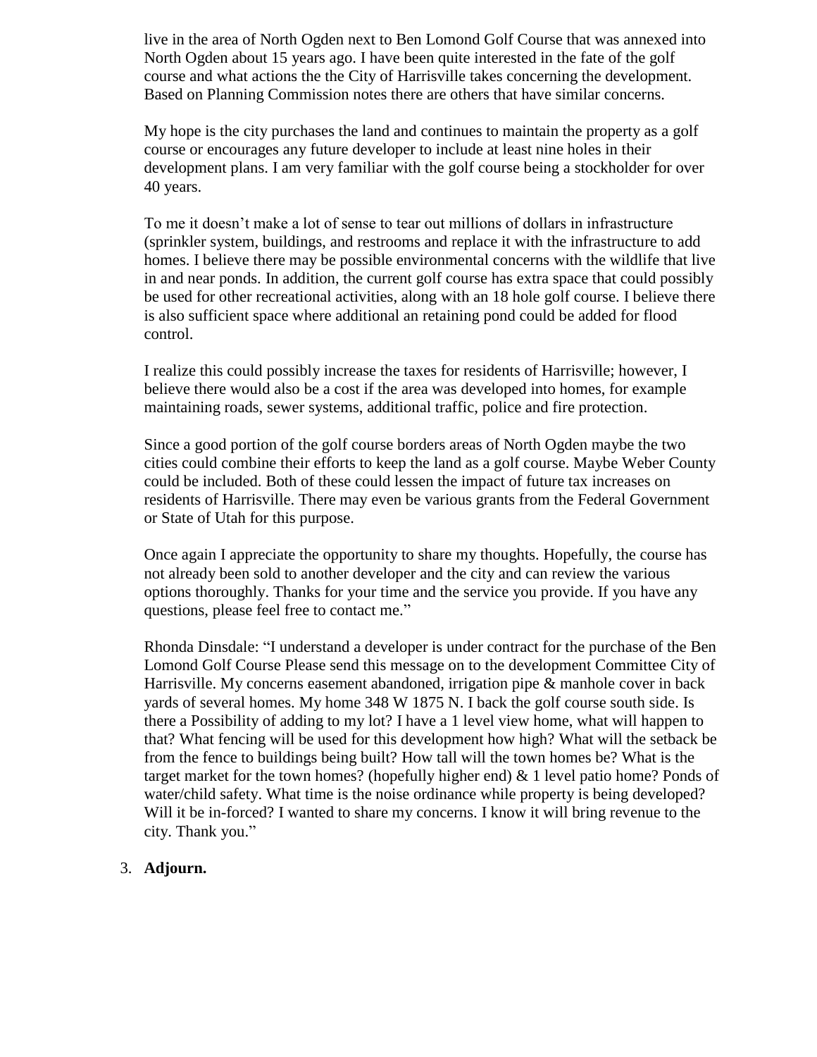live in the area of North Ogden next to Ben Lomond Golf Course that was annexed into North Ogden about 15 years ago. I have been quite interested in the fate of the golf course and what actions the the City of Harrisville takes concerning the development. Based on Planning Commission notes there are others that have similar concerns.

My hope is the city purchases the land and continues to maintain the property as a golf course or encourages any future developer to include at least nine holes in their development plans. I am very familiar with the golf course being a stockholder for over 40 years.

To me it doesn't make a lot of sense to tear out millions of dollars in infrastructure (sprinkler system, buildings, and restrooms and replace it with the infrastructure to add homes. I believe there may be possible environmental concerns with the wildlife that live in and near ponds. In addition, the current golf course has extra space that could possibly be used for other recreational activities, along with an 18 hole golf course. I believe there is also sufficient space where additional an retaining pond could be added for flood control.

I realize this could possibly increase the taxes for residents of Harrisville; however, I believe there would also be a cost if the area was developed into homes, for example maintaining roads, sewer systems, additional traffic, police and fire protection.

Since a good portion of the golf course borders areas of North Ogden maybe the two cities could combine their efforts to keep the land as a golf course. Maybe Weber County could be included. Both of these could lessen the impact of future tax increases on residents of Harrisville. There may even be various grants from the Federal Government or State of Utah for this purpose.

Once again I appreciate the opportunity to share my thoughts. Hopefully, the course has not already been sold to another developer and the city and can review the various options thoroughly. Thanks for your time and the service you provide. If you have any questions, please feel free to contact me."

Rhonda Dinsdale: "I understand a developer is under contract for the purchase of the Ben Lomond Golf Course Please send this message on to the development Committee City of Harrisville. My concerns easement abandoned, irrigation pipe & manhole cover in back yards of several homes. My home 348 W 1875 N. I back the golf course south side. Is there a Possibility of adding to my lot? I have a 1 level view home, what will happen to that? What fencing will be used for this development how high? What will the setback be from the fence to buildings being built? How tall will the town homes be? What is the target market for the town homes? (hopefully higher end) & 1 level patio home? Ponds of water/child safety. What time is the noise ordinance while property is being developed? Will it be in-forced? I wanted to share my concerns. I know it will bring revenue to the city. Thank you."

3. **Adjourn.**